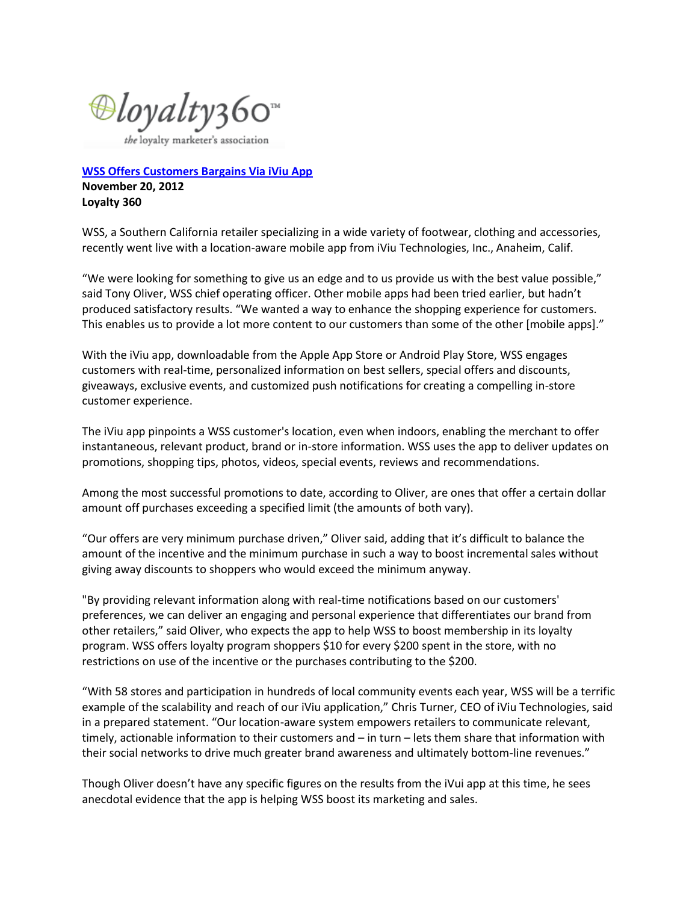loyalty360™

*the* loyalty marketer's association

**WSS Offers Customers Bargains Via iViu App**
**November 20, 2012**
**Loyalty 360**

WSS, a Southern California retailer specializing in a wide variety of footwear, clothing and accessories, recently went live with a location-aware mobile app from iViu Technologies, Inc., Anaheim, Calif.

"We were looking for something to give us an edge and to us provide us with the best value possible," said Tony Oliver, WSS chief operating officer. Other mobile apps had been tried earlier, but hadn't produced satisfactory results. "We wanted a way to enhance the shopping experience for customers. This enables us to provide a lot more content to our customers than some of the other [mobile apps]."

With the iViu app, downloadable from the Apple App Store or Android Play Store, WSS engages customers with real-time, personalized information on best sellers, special offers and discounts, giveaways, exclusive events, and customized push notifications for creating a compelling in-store customer experience.

The iViu app pinpoints a WSS customer's location, even when indoors, enabling the merchant to offer instantaneous, relevant product, brand or in-store information. WSS uses the app to deliver updates on promotions, shopping tips, photos, videos, special events, reviews and recommendations.

Among the most successful promotions to date, according to Oliver, are ones that offer a certain dollar amount off purchases exceeding a specified limit (the amounts of both vary).

"Our offers are very minimum purchase driven," Oliver said, adding that it's difficult to balance the amount of the incentive and the minimum purchase in such a way to boost incremental sales without giving away discounts to shoppers who would exceed the minimum anyway.

"By providing relevant information along with real-time notifications based on our customers' preferences, we can deliver an engaging and personal experience that differentiates our brand from other retailers," said Oliver, who expects the app to help WSS to boost membership in its loyalty program. WSS offers loyalty program shoppers $10 for every $200 spent in the store, with no restrictions on use of the incentive or the purchases contributing to the $200.

"With 58 stores and participation in hundreds of local community events each year, WSS will be a terrific example of the scalability and reach of our iViu application," Chris Turner, CEO of iViu Technologies, said in a prepared statement. "Our location-aware system empowers retailers to communicate relevant, timely, actionable information to their customers and – in turn – lets them share that information with their social networks to drive much greater brand awareness and ultimately bottom-line revenues."

Though Oliver doesn't have any specific figures on the results from the iVui app at this time, he sees anecdotal evidence that the app is helping WSS boost its marketing and sales.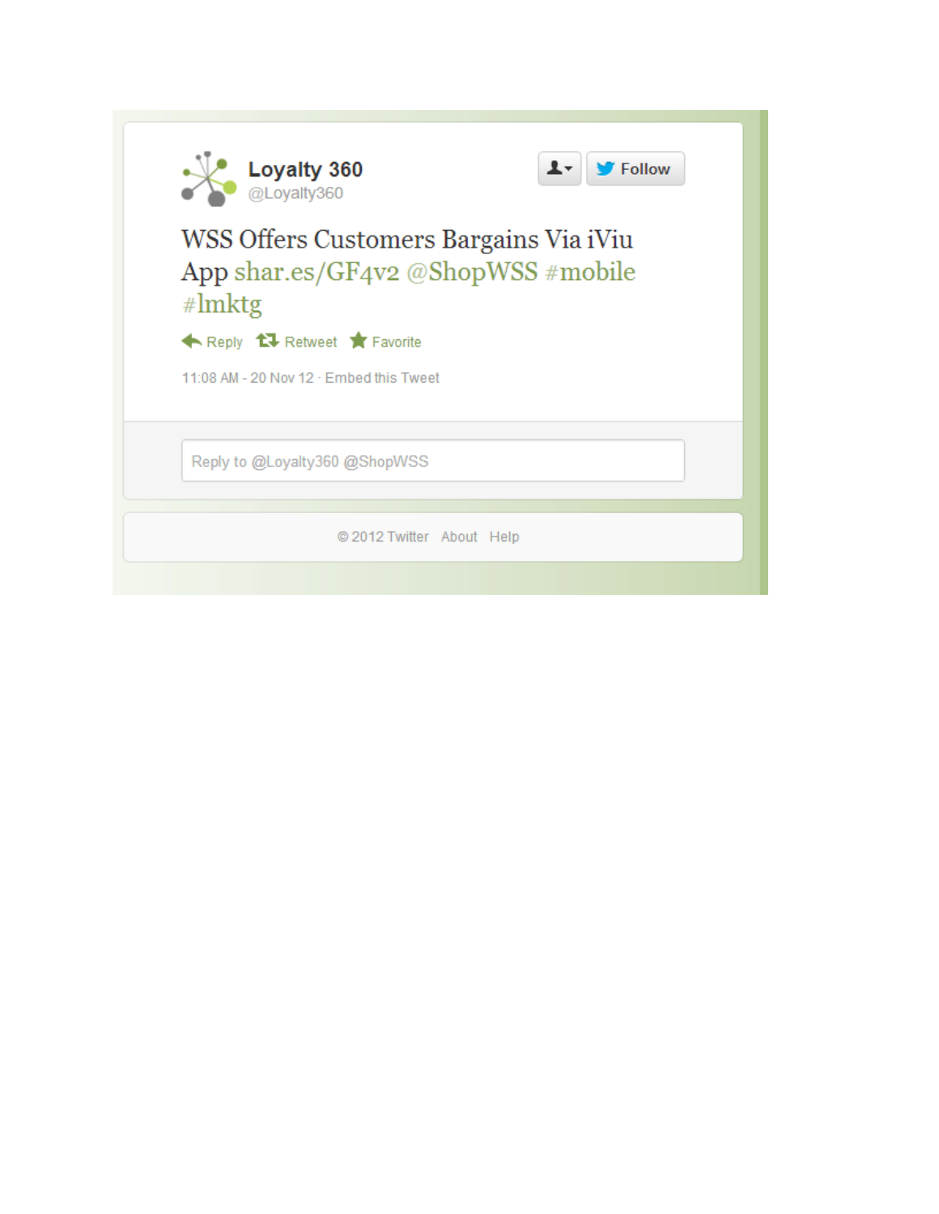**Loyalty 360**
@Loyalty360

Follow

WSS Offers Customers Bargains Via iViu App shar.es/GF4v2 @ShopWSS #mobile #lmktg

Reply Retweet Favorite

11:08 AM - 20 Nov 12 · Embed this Tweet

Reply to @Loyalty360 @ShopWSS

© 2012 Twitter About Help